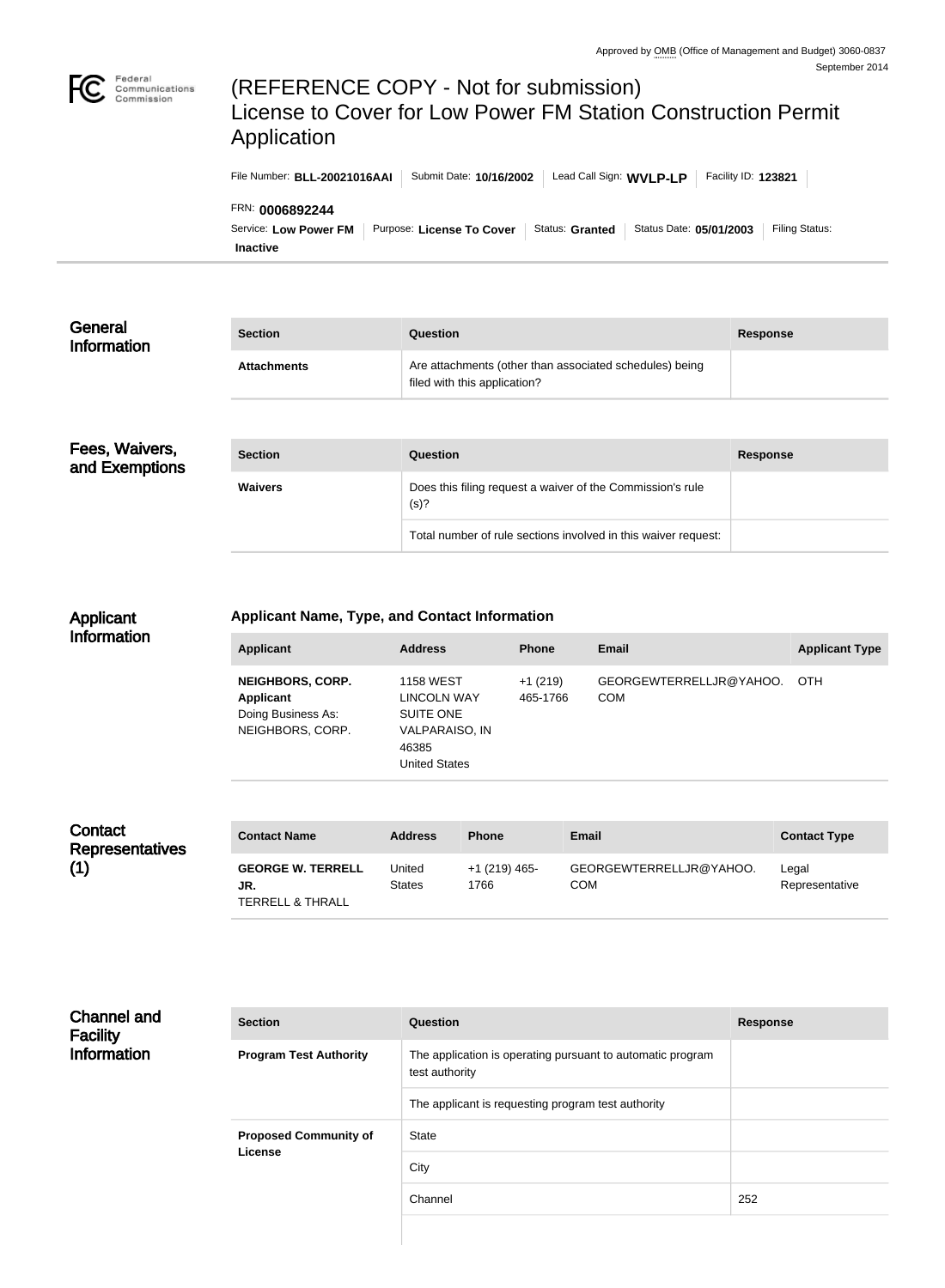Approved by OMB (Office of Management and Budget) 3060-0837
September 2014

# (REFERENCE COPY - Not for submission) License to Cover for Low Power FM Station Construction Permit Application

File Number: **BLL-20021016AAI** | Submit Date: **10/16/2002** | Lead Call Sign: **WVLP-LP** | Facility ID: **123821**

FRN: **0006892244**

Service: **Low Power FM** | Purpose: **License To Cover** | Status: **Granted** | Status Date: **05/01/2003** | Filing Status: **Inactive**

## General Information

| Section | Question | Response |
| --- | --- | --- |
| **Attachments** | Are attachments (other than associated schedules) being filed with this application? | |

## Fees, Waivers, and Exemptions

| Section | Question | Response |
| --- | --- | --- |
| **Waivers** | Does this filing request a waiver of the Commission's rule (s)? | |
| | Total number of rule sections involved in this waiver request: | |

## Applicant Information

### Applicant Name, Type, and Contact Information

| Applicant | Address | Phone | Email | Applicant Type |
| --- | --- | --- | --- | --- |
| **NEIGHBORS, CORP.** **Applicant** Doing Business As: NEIGHBORS, CORP. | 1158 WEST LINCOLN WAY SUITE ONE VALPARAISO, IN 46385 United States | +1 (219) 465-1766 | GEORGEWTERRELLJR@YAHOO.COM | OTH |

## Contact Representatives (1)

| Contact Name | Address | Phone | Email | Contact Type |
| --- | --- | --- | --- | --- |
| **GEORGE W. TERRELL JR.** TERRELL & THRALL | United States | +1 (219) 465-1766 | GEORGEWTERRELLJR@YAHOO.COM | Legal Representative |

## Channel and Facility Information

| Section | Question | Response |
| --- | --- | --- |
| **Program Test Authority** | The application is operating pursuant to automatic program test authority | |
| | The applicant is requesting program test authority | |
| **Proposed Community of License** | State | |
| | City | |
| | Channel | 252 |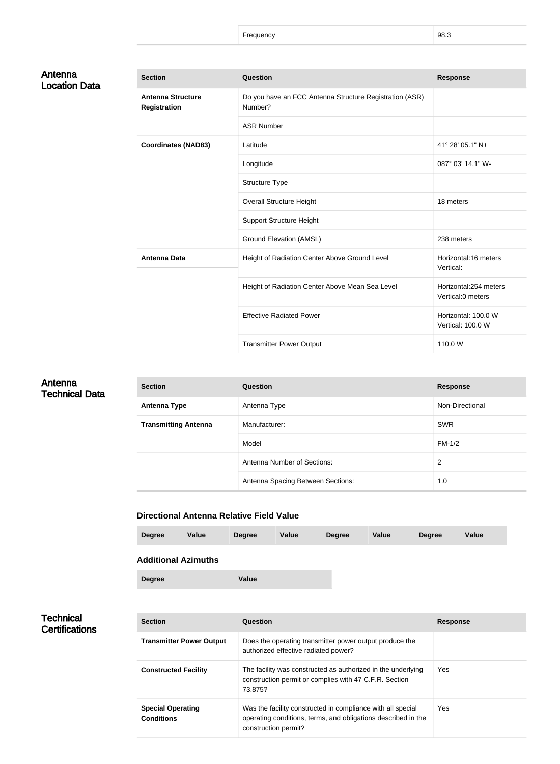| | |
|---|---|
| Frequency | 98.3 |

## Antenna Location Data

| Section | Question | Response |
|---|---|---|
| **Antenna Structure Registration** | Do you have an FCC Antenna Structure Registration (ASR) Number? | |
| | ASR Number | |
| **Coordinates (NAD83)** | Latitude | 41° 28' 05.1" N+ |
| | Longitude | 087° 03' 14.1" W- |
| | Structure Type | |
| | Overall Structure Height | 18 meters |
| | Support Structure Height | |
| | Ground Elevation (AMSL) | 238 meters |
| **Antenna Data** | Height of Radiation Center Above Ground Level | Horizontal:16 meters Vertical: |
| | Height of Radiation Center Above Mean Sea Level | Horizontal:254 meters Vertical:0 meters |
| | Effective Radiated Power | Horizontal: 100.0 W Vertical: 100.0 W |
| | Transmitter Power Output | 110.0 W |

## Antenna Technical Data

| Section | Question | Response |
|---|---|---|
| **Antenna Type** | Antenna Type | Non-Directional |
| **Transmitting Antenna** | Manufacturer: | SWR |
| | Model | FM-1/2 |
| | Antenna Number of Sections: | 2 |
| | Antenna Spacing Between Sections: | 1.0 |

### Directional Antenna Relative Field Value

| Degree | Value | Degree | Value | Degree | Value | Degree | Value |
|---|---|---|---|---|---|---|---|

### Additional Azimuths

| Degree | Value |
|---|---|

## Technical Certifications

| Section | Question | Response |
|---|---|---|
| **Transmitter Power Output** | Does the operating transmitter power output produce the authorized effective radiated power? | |
| **Constructed Facility** | The facility was constructed as authorized in the underlying construction permit or complies with 47 C.F.R. Section 73.875? | Yes |
| **Special Operating Conditions** | Was the facility constructed in compliance with all special operating conditions, terms, and obligations described in the construction permit? | Yes |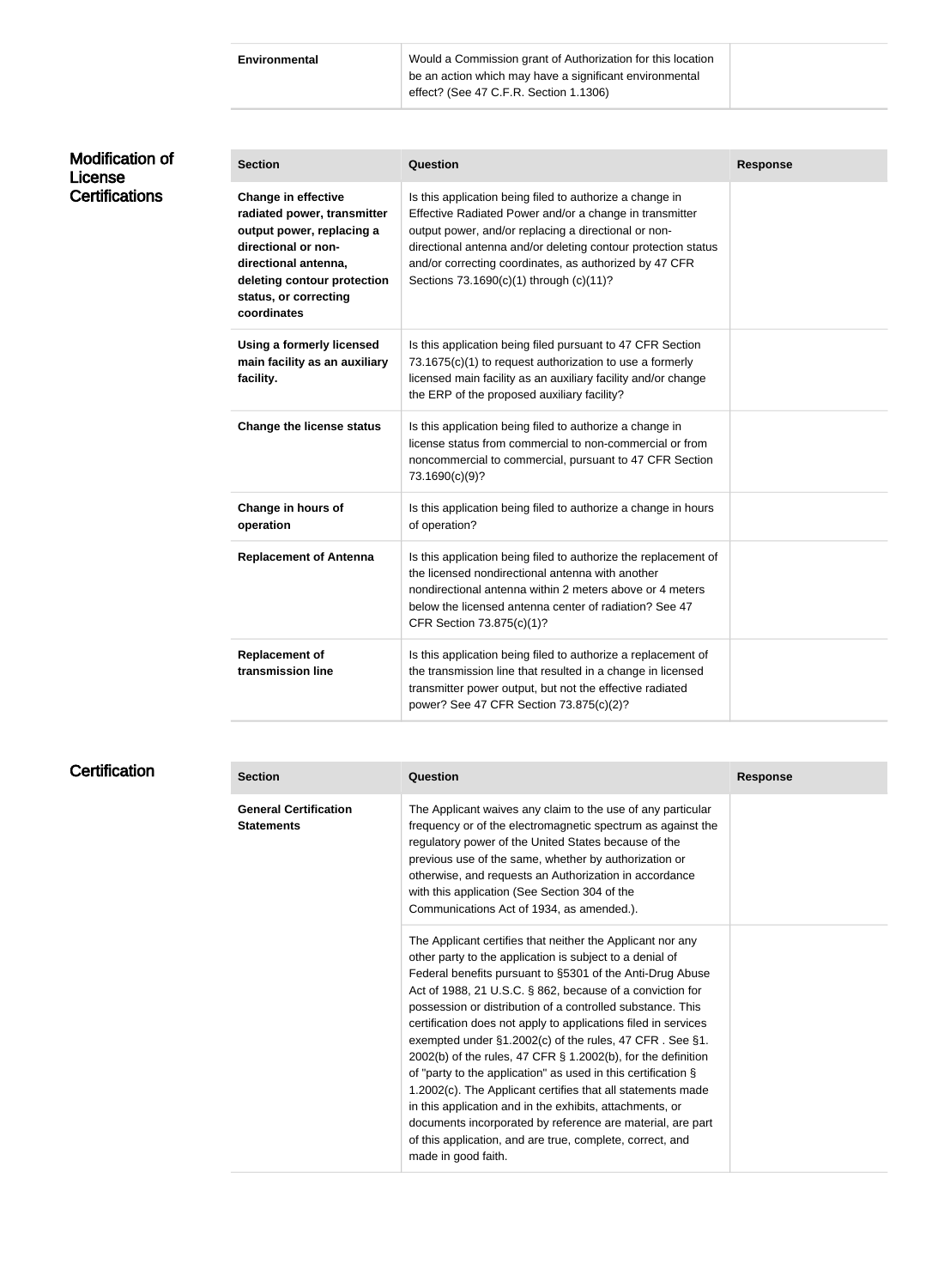| Environmental | Would a Commission grant of Authorization for this location be an action which may have a significant environmental effect? (See 47 C.F.R. Section 1.1306) | |
|---|---|---|

## Modification of License Certifications

| Section | Question | Response |
|---|---|---|
| **Change in effective radiated power, transmitter output power, replacing a directional or non-directional antenna, deleting contour protection status, or correcting coordinates** | Is this application being filed to authorize a change in Effective Radiated Power and/or a change in transmitter output power, and/or replacing a directional or non-directional antenna and/or deleting contour protection status and/or correcting coordinates, as authorized by 47 CFR Sections 73.1690(c)(1) through (c)(11)? | |
| **Using a formerly licensed main facility as an auxiliary facility.** | Is this application being filed pursuant to 47 CFR Section 73.1675(c)(1) to request authorization to use a formerly licensed main facility as an auxiliary facility and/or change the ERP of the proposed auxiliary facility? | |
| **Change the license status** | Is this application being filed to authorize a change in license status from commercial to non-commercial or from noncommercial to commercial, pursuant to 47 CFR Section 73.1690(c)(9)? | |
| **Change in hours of operation** | Is this application being filed to authorize a change in hours of operation? | |
| **Replacement of Antenna** | Is this application being filed to authorize the replacement of the licensed nondirectional antenna with another nondirectional antenna within 2 meters above or 4 meters below the licensed antenna center of radiation? See 47 CFR Section 73.875(c)(1)? | |
| **Replacement of transmission line** | Is this application being filed to authorize a replacement of the transmission line that resulted in a change in licensed transmitter power output, but not the effective radiated power? See 47 CFR Section 73.875(c)(2)? | |

## Certification

| Section | Question | Response |
|---|---|---|
| **General Certification Statements** | The Applicant waives any claim to the use of any particular frequency or of the electromagnetic spectrum as against the regulatory power of the United States because of the previous use of the same, whether by authorization or otherwise, and requests an Authorization in accordance with this application (See Section 304 of the Communications Act of 1934, as amended.). | |
| | The Applicant certifies that neither the Applicant nor any other party to the application is subject to a denial of Federal benefits pursuant to §5301 of the Anti-Drug Abuse Act of 1988, 21 U.S.C. § 862, because of a conviction for possession or distribution of a controlled substance. This certification does not apply to applications filed in services exempted under §1.2002(c) of the rules, 47 CFR . See §1.2002(b) of the rules, 47 CFR § 1.2002(b), for the definition of "party to the application" as used in this certification § 1.2002(c). The Applicant certifies that all statements made in this application and in the exhibits, attachments, or documents incorporated by reference are material, are part of this application, and are true, complete, correct, and made in good faith. | |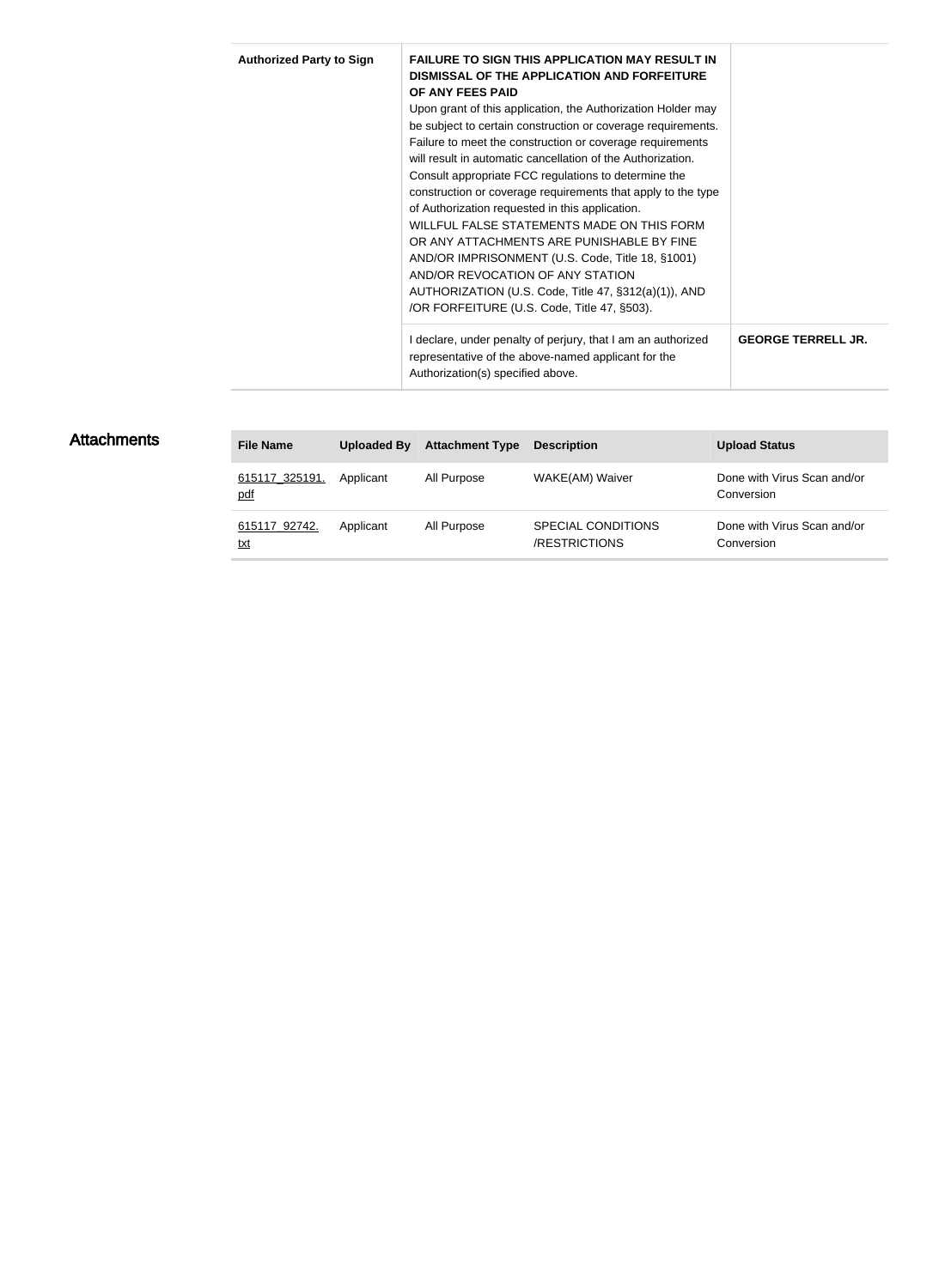| | | |
|---|---|---|
| **Authorized Party to Sign** | **FAILURE TO SIGN THIS APPLICATION MAY RESULT IN DISMISSAL OF THE APPLICATION AND FORFEITURE OF ANY FEES PAID**<br>Upon grant of this application, the Authorization Holder may be subject to certain construction or coverage requirements. Failure to meet the construction or coverage requirements will result in automatic cancellation of the Authorization. Consult appropriate FCC regulations to determine the construction or coverage requirements that apply to the type of Authorization requested in this application.<br>WILLFUL FALSE STATEMENTS MADE ON THIS FORM OR ANY ATTACHMENTS ARE PUNISHABLE BY FINE AND/OR IMPRISONMENT (U.S. Code, Title 18, §1001) AND/OR REVOCATION OF ANY STATION AUTHORIZATION (U.S. Code, Title 47, §312(a)(1)), AND /OR FORFEITURE (U.S. Code, Title 47, §503). | |
| | I declare, under penalty of perjury, that I am an authorized representative of the above-named applicant for the Authorization(s) specified above. | **GEORGE TERRELL JR.** |

## Attachments

| File Name | Uploaded By | Attachment Type | Description | Upload Status |
|---|---|---|---|---|
| 615117_325191.pdf | Applicant | All Purpose | WAKE(AM) Waiver | Done with Virus Scan and/or Conversion |
| 615117_92742.txt | Applicant | All Purpose | SPECIAL CONDITIONS /RESTRICTIONS | Done with Virus Scan and/or Conversion |